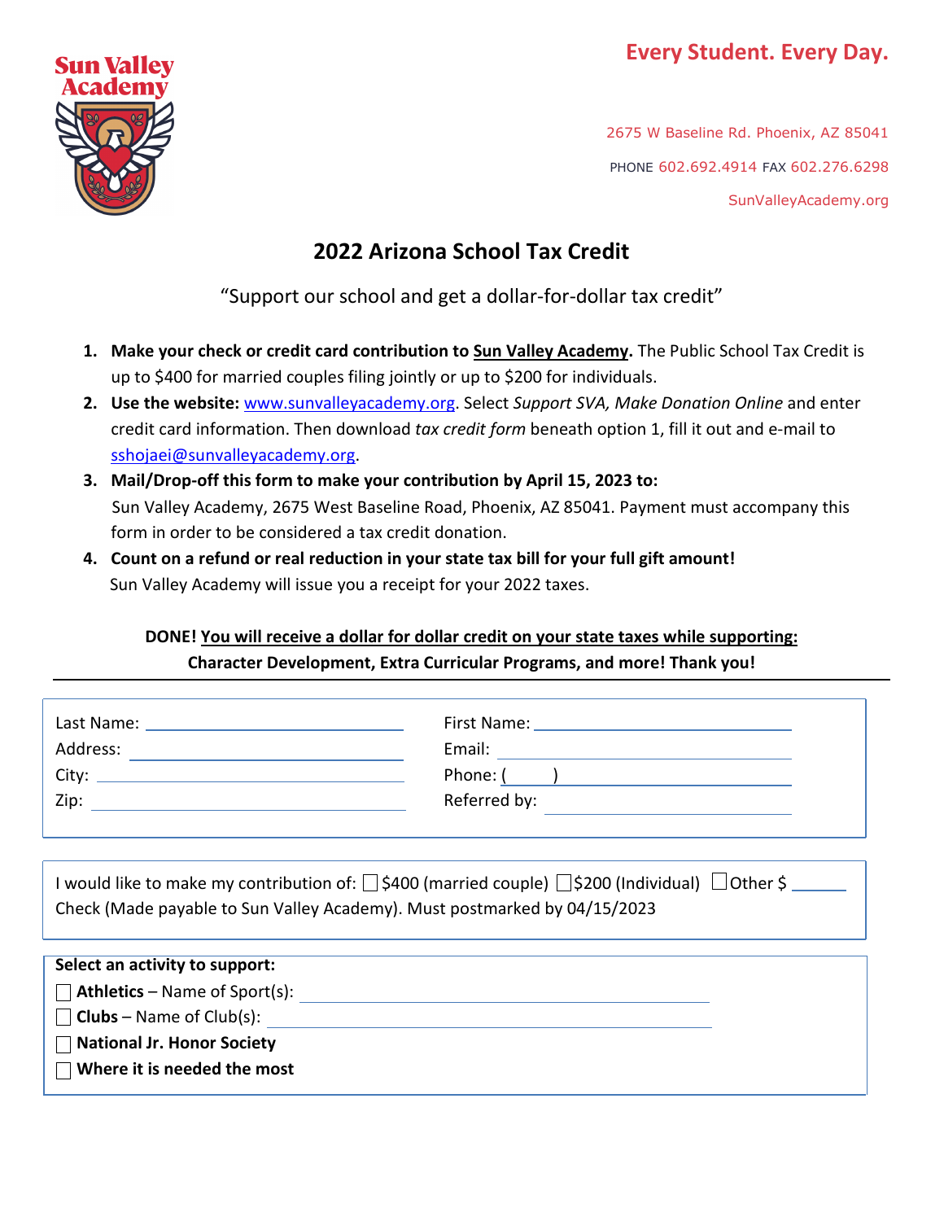Sun Valley Academy

**Every Student. Every Day.**

2675 W Baseline Rd. Phoenix, AZ 85041

PHONE 602.692.4914 FAX 602.276.6298

SunValleyAcademy.org

# 2022 Arizona School Tax Credit

"Support our school and get a dollar-for-dollar tax credit"

1. **Make your check or credit card contribution to Sun Valley Academy.** The Public School Tax Credit is up to $400 for married couples filing jointly or up to $200 for individuals.
2. **Use the website:** www.sunvalleyacademy.org. Select *Support SVA, Make Donation Online* and enter credit card information. Then download *tax credit form* beneath option 1, fill it out and e-mail to sshojaei@sunvalleyacademy.org.
3. **Mail/Drop-off this form to make your contribution by April 15, 2023 to:** Sun Valley Academy, 2675 West Baseline Road, Phoenix, AZ 85041. Payment must accompany this form in order to be considered a tax credit donation.
4. **Count on a refund or real reduction in your state tax bill for your full gift amount!** Sun Valley Academy will issue you a receipt for your 2022 taxes.

**DONE! You will receive a dollar for dollar credit on your state taxes while supporting: Character Development, Extra Curricular Programs, and more! Thank you!**

---

Last Name: ______________________ First Name: ______________________

Address: ______________________ Email: ______________________

City: ______________________ Phone: (     ) ______________________

Zip: ______________________ Referred by: ______________________

I would like to make my contribution of: ☐ $400 (married couple) ☐ $200 (Individual) ☐ Other $ ______

Check (Made payable to Sun Valley Academy). Must postmarked by 04/15/2023

**Select an activity to support:**

☐ **Athletics** – Name of Sport(s): ______________________

☐ **Clubs** – Name of Club(s): ______________________

☐ **National Jr. Honor Society**

☐ **Where it is needed the most**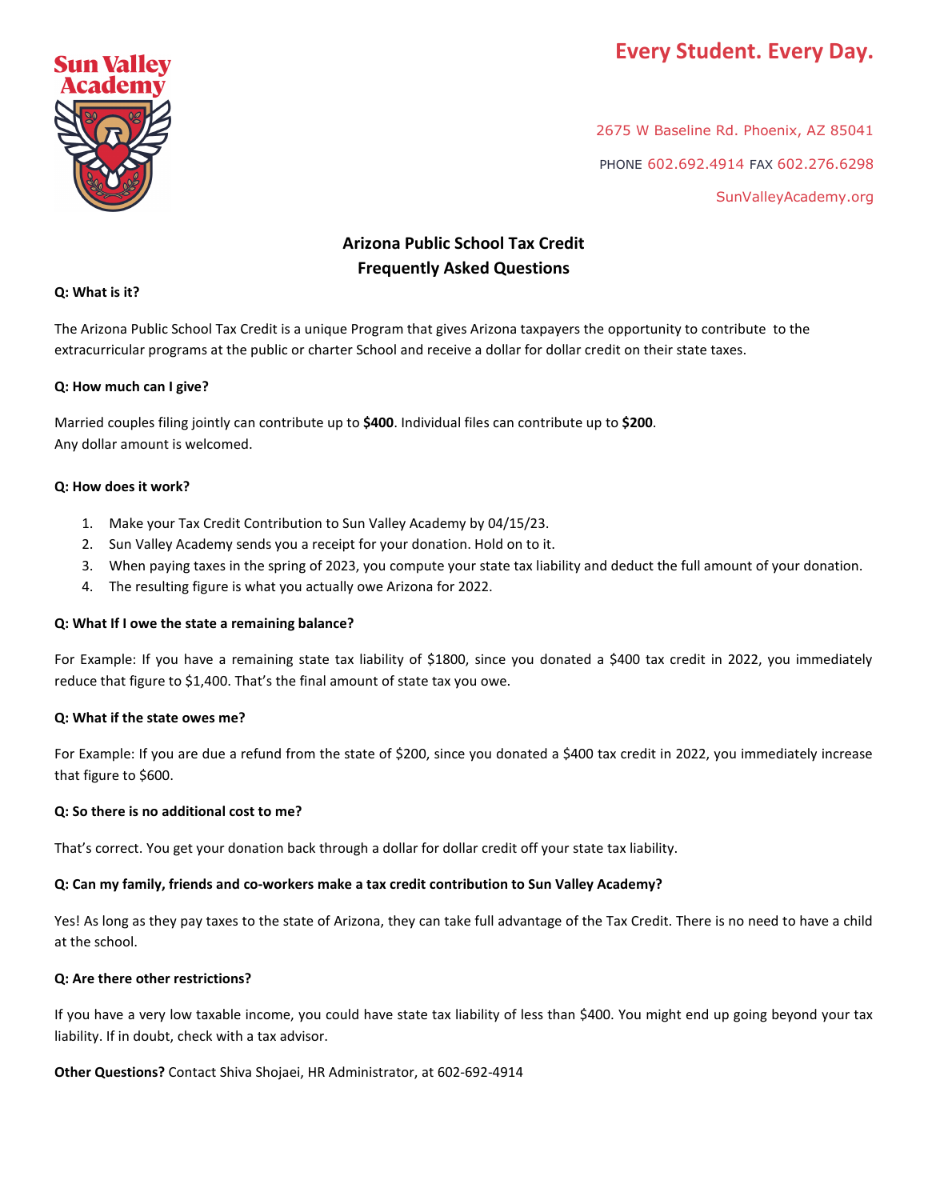**Sun Valley Academy**

# Every Student. Every Day.

2675 W Baseline Rd. Phoenix, AZ 85041

PHONE 602.692.4914 FAX 602.276.6298

SunValleyAcademy.org

## Arizona Public School Tax Credit
## Frequently Asked Questions

**Q: What is it?**

The Arizona Public School Tax Credit is a unique Program that gives Arizona taxpayers the opportunity to contribute to the extracurricular programs at the public or charter School and receive a dollar for dollar credit on their state taxes.

**Q: How much can I give?**

Married couples filing jointly can contribute up to **$400**. Individual files can contribute up to **$200**.
Any dollar amount is welcomed.

**Q: How does it work?**

1. Make your Tax Credit Contribution to Sun Valley Academy by 04/15/23.
2. Sun Valley Academy sends you a receipt for your donation. Hold on to it.
3. When paying taxes in the spring of 2023, you compute your state tax liability and deduct the full amount of your donation.
4. The resulting figure is what you actually owe Arizona for 2022.

**Q: What If I owe the state a remaining balance?**

For Example: If you have a remaining state tax liability of $1800, since you donated a $400 tax credit in 2022, you immediately reduce that figure to $1,400. That's the final amount of state tax you owe.

**Q: What if the state owes me?**

For Example: If you are due a refund from the state of $200, since you donated a $400 tax credit in 2022, you immediately increase that figure to $600.

**Q: So there is no additional cost to me?**

That's correct. You get your donation back through a dollar for dollar credit off your state tax liability.

**Q: Can my family, friends and co-workers make a tax credit contribution to Sun Valley Academy?**

Yes! As long as they pay taxes to the state of Arizona, they can take full advantage of the Tax Credit. There is no need to have a child at the school.

**Q: Are there other restrictions?**

If you have a very low taxable income, you could have state tax liability of less than $400. You might end up going beyond your tax liability. If in doubt, check with a tax advisor.

**Other Questions?** Contact Shiva Shojaei, HR Administrator, at 602-692-4914